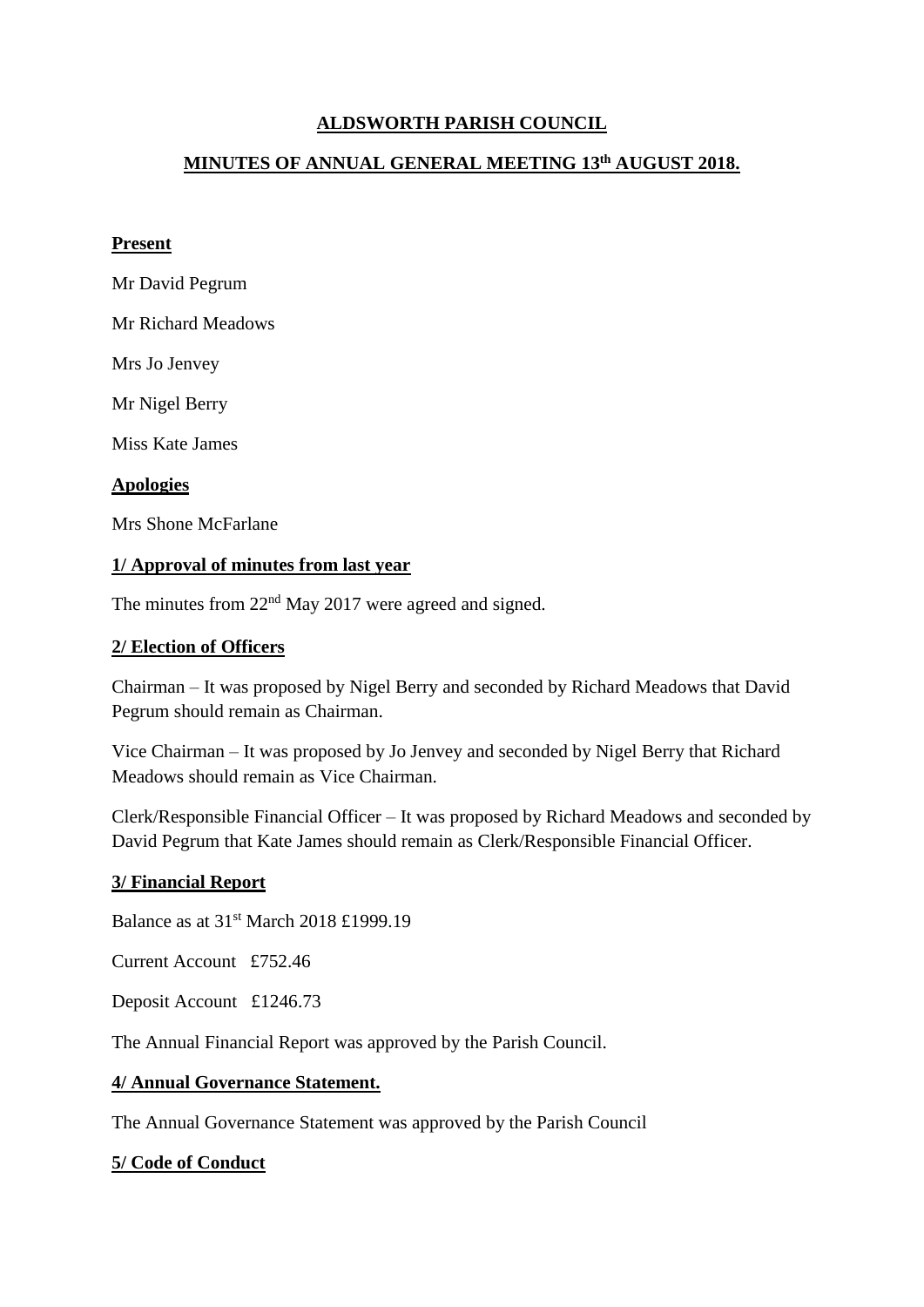# ALDSWORTH PARISH COUNCIL

## MINUTES OF ANNUAL GENERAL MEETING 13th AUGUST 2018.

**Present**

Mr David Pegrum

Mr Richard Meadows

Mrs Jo Jenvey

Mr Nigel Berry

Miss Kate James

**Apologies**

Mrs Shone McFarlane

**1/ Approval of minutes from last year**

The minutes from 22nd May 2017 were agreed and signed.

**2/ Election of Officers**

Chairman – It was proposed by Nigel Berry and seconded by Richard Meadows that David Pegrum should remain as Chairman.

Vice Chairman – It was proposed by Jo Jenvey and seconded by Nigel Berry that Richard Meadows should remain as Vice Chairman.

Clerk/Responsible Financial Officer – It was proposed by Richard Meadows and seconded by David Pegrum that Kate James should remain as Clerk/Responsible Financial Officer.

**3/ Financial Report**

Balance as at 31st March 2018 £1999.19

Current Account £752.46

Deposit Account £1246.73

The Annual Financial Report was approved by the Parish Council.

**4/ Annual Governance Statement.**

The Annual Governance Statement was approved by the Parish Council

**5/ Code of Conduct**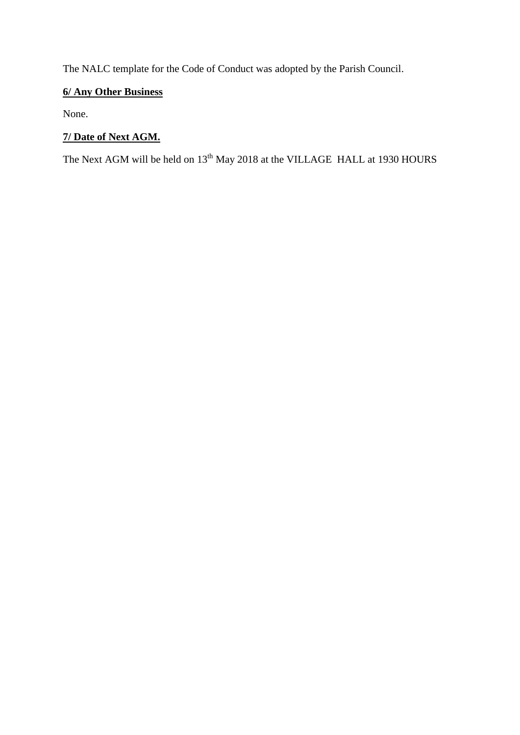The NALC template for the Code of Conduct was adopted by the Parish Council.

**6/ Any Other Business**

None.

**7/ Date of Next AGM.**

The Next AGM will be held on 13th May 2018 at the VILLAGE HALL at 1930 HOURS